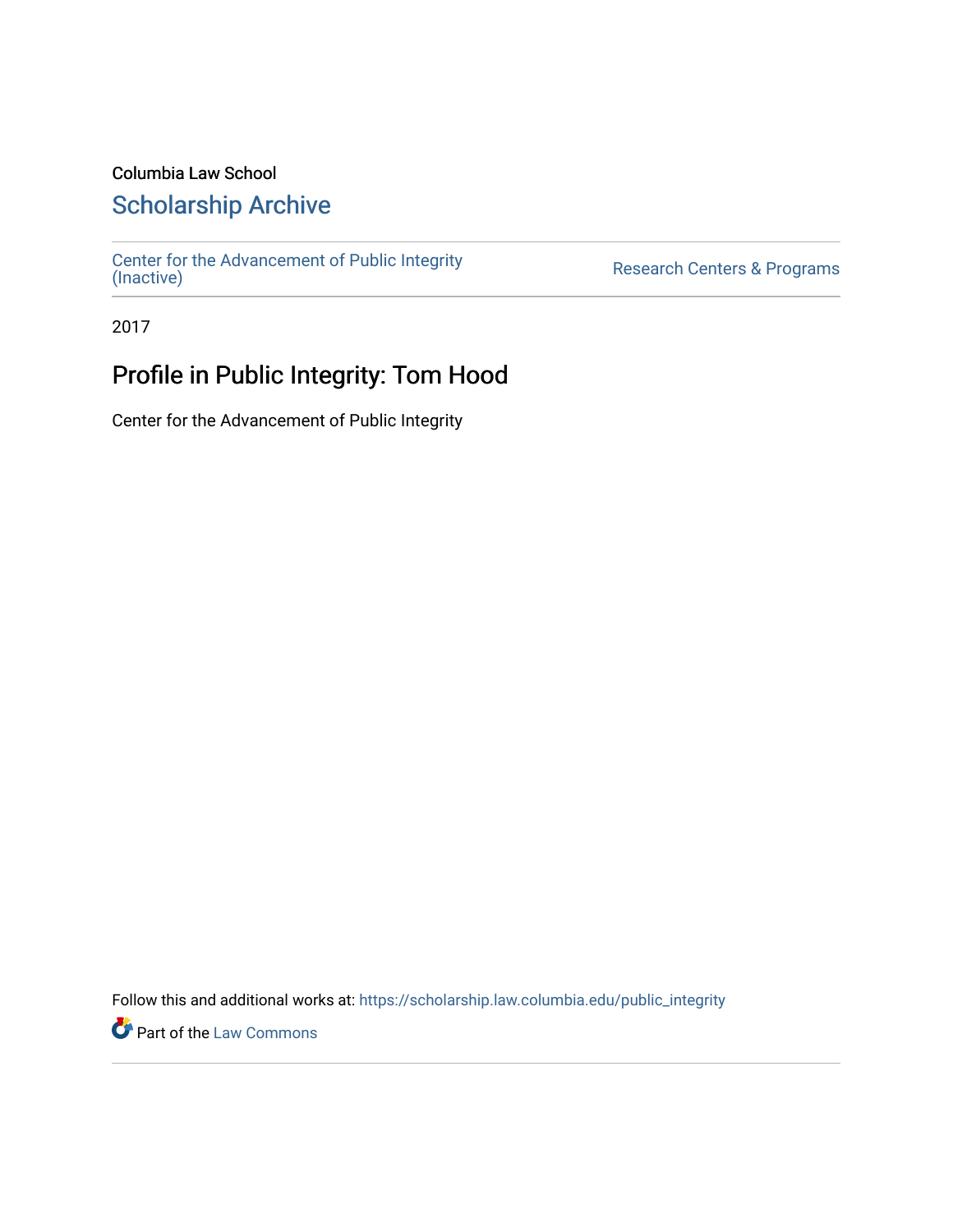Columbia Law School

# Scholarship Archive

Center for the Advancement of Public Integrity (Inactive)

Research Centers & Programs

2017

## Profile in Public Integrity: Tom Hood

Center for the Advancement of Public Integrity

Follow this and additional works at: https://scholarship.law.columbia.edu/public_integrity

Part of the Law Commons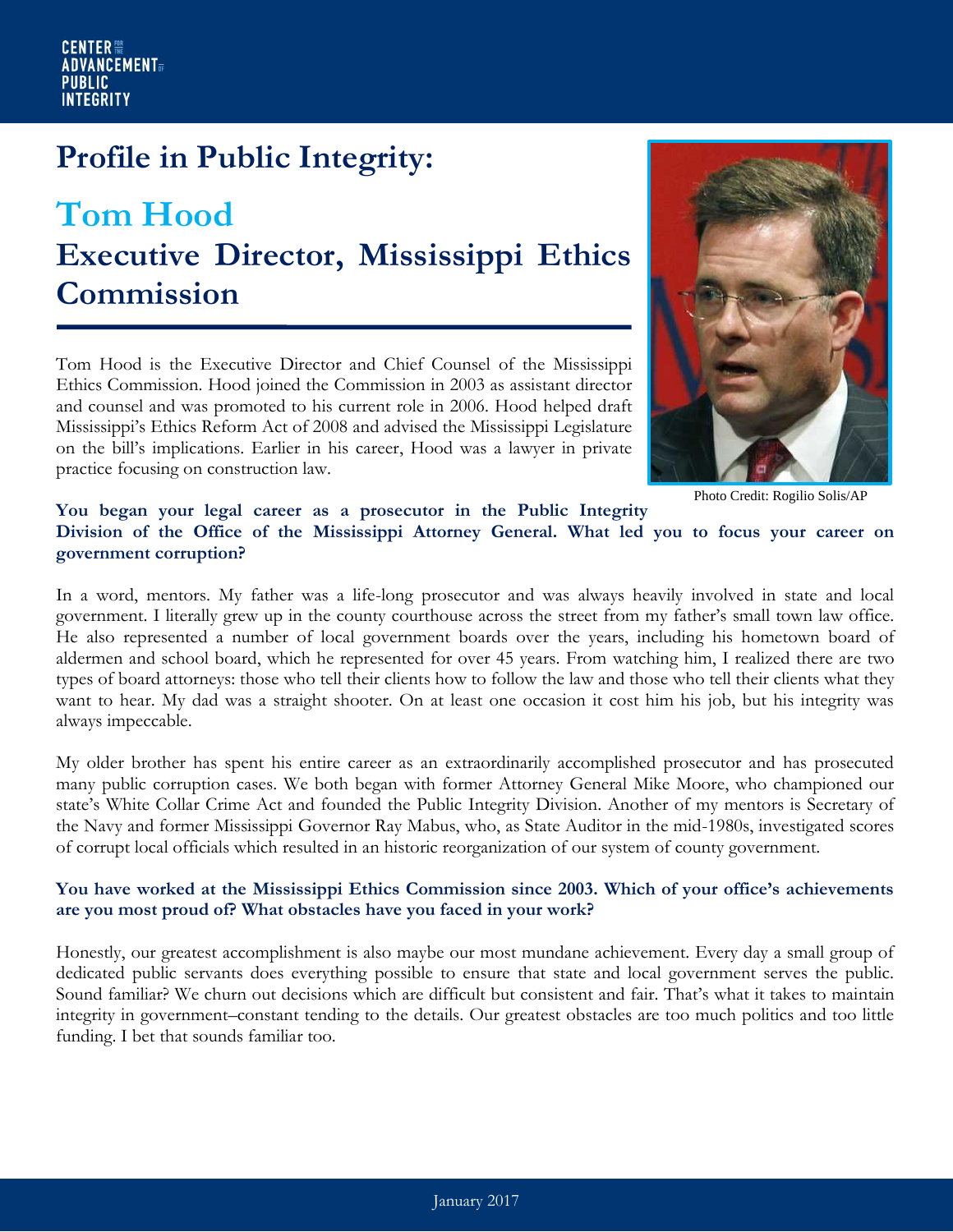# Profile in Public Integrity:

## Tom Hood

## Executive Director, Mississippi Ethics Commission

Tom Hood is the Executive Director and Chief Counsel of the Mississippi Ethics Commission. Hood joined the Commission in 2003 as assistant director and counsel and was promoted to his current role in 2006. Hood helped draft Mississippi's Ethics Reform Act of 2008 and advised the Mississippi Legislature on the bill's implications. Earlier in his career, Hood was a lawyer in private practice focusing on construction law.

Photo Credit: Rogilio Solis/AP

**You began your legal career as a prosecutor in the Public Integrity Division of the Office of the Mississippi Attorney General. What led you to focus your career on government corruption?**

In a word, mentors. My father was a life-long prosecutor and was always heavily involved in state and local government. I literally grew up in the county courthouse across the street from my father's small town law office. He also represented a number of local government boards over the years, including his hometown board of aldermen and school board, which he represented for over 45 years. From watching him, I realized there are two types of board attorneys: those who tell their clients how to follow the law and those who tell their clients what they want to hear. My dad was a straight shooter. On at least one occasion it cost him his job, but his integrity was always impeccable.

My older brother has spent his entire career as an extraordinarily accomplished prosecutor and has prosecuted many public corruption cases. We both began with former Attorney General Mike Moore, who championed our state's White Collar Crime Act and founded the Public Integrity Division. Another of my mentors is Secretary of the Navy and former Mississippi Governor Ray Mabus, who, as State Auditor in the mid-1980s, investigated scores of corrupt local officials which resulted in an historic reorganization of our system of county government.

**You have worked at the Mississippi Ethics Commission since 2003. Which of your office's achievements are you most proud of? What obstacles have you faced in your work?**

Honestly, our greatest accomplishment is also maybe our most mundane achievement. Every day a small group of dedicated public servants does everything possible to ensure that state and local government serves the public. Sound familiar? We churn out decisions which are difficult but consistent and fair. That's what it takes to maintain integrity in government–constant tending to the details. Our greatest obstacles are too much politics and too little funding. I bet that sounds familiar too.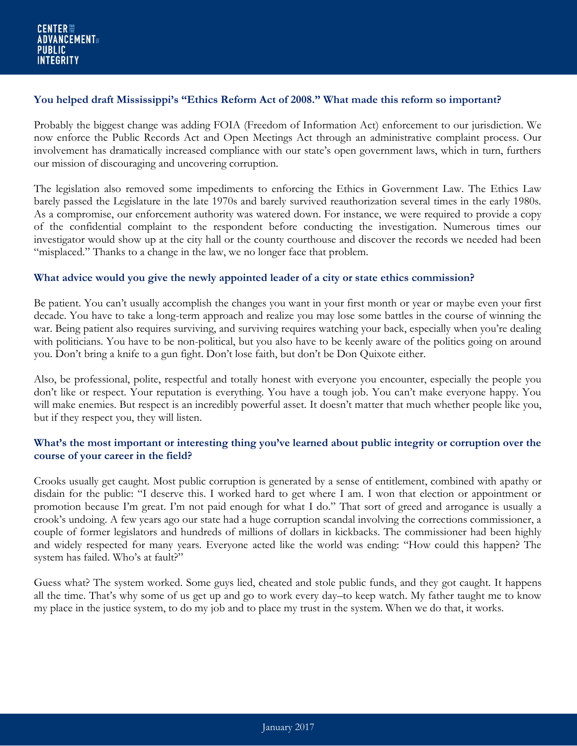**You helped draft Mississippi's "Ethics Reform Act of 2008." What made this reform so important?**

Probably the biggest change was adding FOIA (Freedom of Information Act) enforcement to our jurisdiction. We now enforce the Public Records Act and Open Meetings Act through an administrative complaint process. Our involvement has dramatically increased compliance with our state's open government laws, which in turn, furthers our mission of discouraging and uncovering corruption.

The legislation also removed some impediments to enforcing the Ethics in Government Law. The Ethics Law barely passed the Legislature in the late 1970s and barely survived reauthorization several times in the early 1980s. As a compromise, our enforcement authority was watered down. For instance, we were required to provide a copy of the confidential complaint to the respondent before conducting the investigation. Numerous times our investigator would show up at the city hall or the county courthouse and discover the records we needed had been "misplaced." Thanks to a change in the law, we no longer face that problem.

**What advice would you give the newly appointed leader of a city or state ethics commission?**

Be patient. You can't usually accomplish the changes you want in your first month or year or maybe even your first decade. You have to take a long-term approach and realize you may lose some battles in the course of winning the war. Being patient also requires surviving, and surviving requires watching your back, especially when you're dealing with politicians. You have to be non-political, but you also have to be keenly aware of the politics going on around you. Don't bring a knife to a gun fight. Don't lose faith, but don't be Don Quixote either.

Also, be professional, polite, respectful and totally honest with everyone you encounter, especially the people you don't like or respect. Your reputation is everything. You have a tough job. You can't make everyone happy. You will make enemies. But respect is an incredibly powerful asset. It doesn't matter that much whether people like you, but if they respect you, they will listen.

**What's the most important or interesting thing you've learned about public integrity or corruption over the course of your career in the field?**

Crooks usually get caught. Most public corruption is generated by a sense of entitlement, combined with apathy or disdain for the public: "I deserve this. I worked hard to get where I am. I won that election or appointment or promotion because I'm great. I'm not paid enough for what I do." That sort of greed and arrogance is usually a crook's undoing. A few years ago our state had a huge corruption scandal involving the corrections commissioner, a couple of former legislators and hundreds of millions of dollars in kickbacks. The commissioner had been highly and widely respected for many years. Everyone acted like the world was ending: "How could this happen? The system has failed. Who's at fault?"

Guess what? The system worked. Some guys lied, cheated and stole public funds, and they got caught. It happens all the time. That's why some of us get up and go to work every day–to keep watch. My father taught me to know my place in the justice system, to do my job and to place my trust in the system. When we do that, it works.